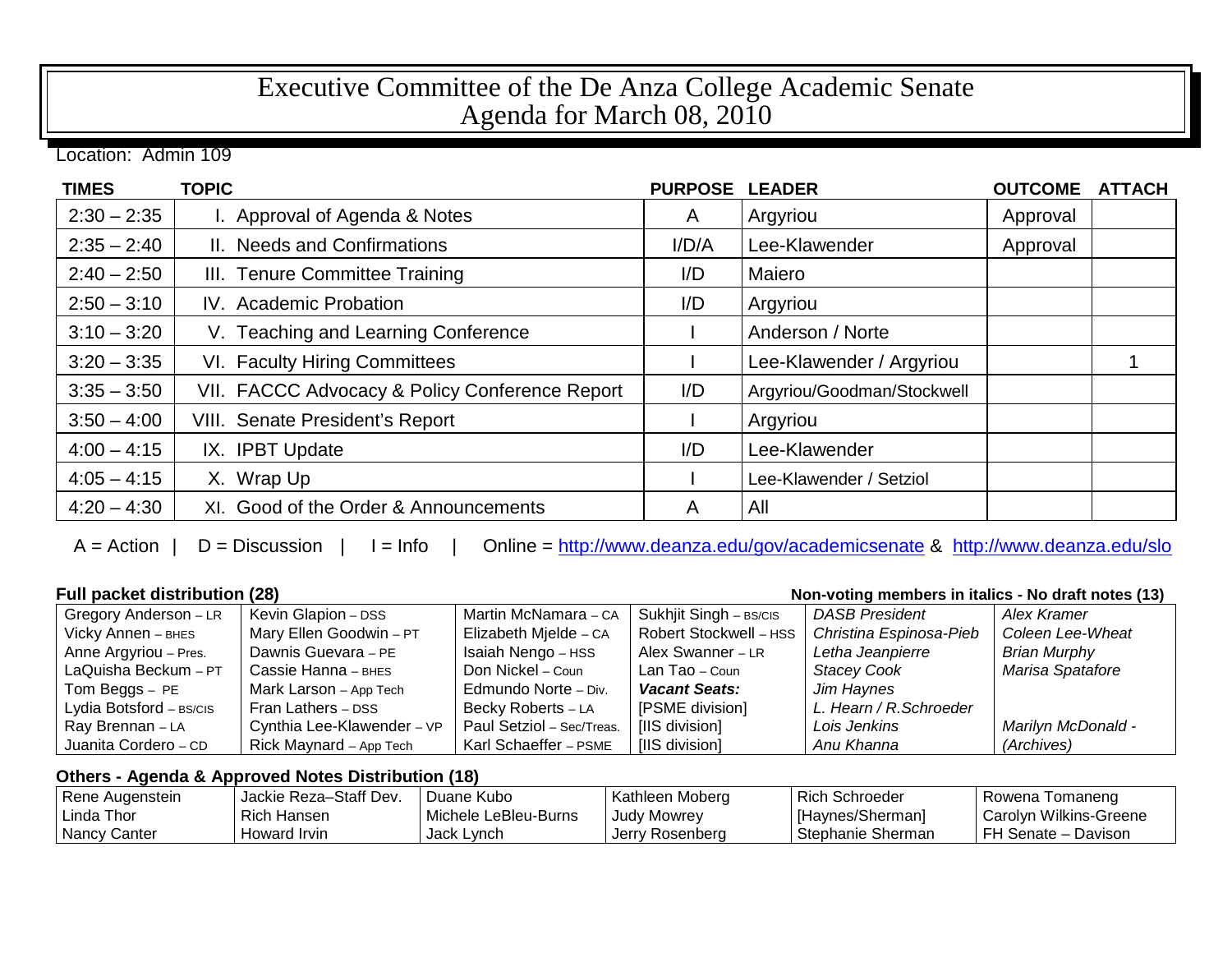# Executive Committee of the De Anza College Academic Senate
# Agenda for March 08, 2010

Location: Admin 109

| TIMES | TOPIC | PURPOSE | LEADER | OUTCOME | ATTACH |
|---|---|---|---|---|---|
| 2:30 – 2:35 | I. Approval of Agenda & Notes | A | Argyriou | Approval | |
| 2:35 – 2:40 | II. Needs and Confirmations | I/D/A | Lee-Klawender | Approval | |
| 2:40 – 2:50 | III. Tenure Committee Training | I/D | Maiero | | |
| 2:50 – 3:10 | IV. Academic Probation | I/D | Argyriou | | |
| 3:10 – 3:20 | V. Teaching and Learning Conference | I | Anderson / Norte | | |
| 3:20 – 3:35 | VI. Faculty Hiring Committees | I | Lee-Klawender / Argyriou | | 1 |
| 3:35 – 3:50 | VII. FACCC Advocacy & Policy Conference Report | I/D | Argyriou/Goodman/Stockwell | | |
| 3:50 – 4:00 | VIII. Senate President's Report | I | Argyriou | | |
| 4:00 – 4:15 | IX. IPBT Update | I/D | Lee-Klawender | | |
| 4:05 – 4:15 | X. Wrap Up | I | Lee-Klawender / Setziol | | |
| 4:20 – 4:30 | XI. Good of the Order & Announcements | A | All | | |

A = Action | D = Discussion | I = Info | Online = http://www.deanza.edu/gov/academicsenate & http://www.deanza.edu/slo

**Full packet distribution (28)** **Non-voting members in italics - No draft notes (13)**

| | | | | | |
|---|---|---|---|---|---|
| Gregory Anderson – LR | Kevin Glapion – DSS | Martin McNamara – CA | Sukhjit Singh – BS/CIS | *DASB President* | *Alex Kramer* |
| Vicky Annen – BHES | Mary Ellen Goodwin – PT | Elizabeth Mjelde – CA | Robert Stockwell – HSS | *Christina Espinosa-Pieb* | *Coleen Lee-Wheat* |
| Anne Argyriou – Pres. | Dawnis Guevara – PE | Isaiah Nengo – HSS | Alex Swanner – LR | *Letha Jeanpierre* | *Brian Murphy* |
| LaQuisha Beckum – PT | Cassie Hanna – BHES | Don Nickel – Coun | Lan Tao – Coun | *Stacey Cook* | *Marisa Spatafore* |
| Tom Beggs – PE | Mark Larson – App Tech | Edmundo Norte – Div. | ***Vacant Seats:*** | *Jim Haynes* | |
| Lydia Botsford – BS/CIS | Fran Lathers – DSS | Becky Roberts – LA | [PSME division] | *L. Hearn / R.Schroeder* | |
| Ray Brennan – LA | Cynthia Lee-Klawender – VP | Paul Setziol – Sec/Treas. | [IIS division] | *Lois Jenkins* | *Marilyn McDonald -* |
| Juanita Cordero – CD | Rick Maynard – App Tech | Karl Schaeffer – PSME | [IIS division] | *Anu Khanna* | *(Archives)* |

**Others - Agenda & Approved Notes Distribution (18)**

| | | | | | |
|---|---|---|---|---|---|
| Rene Augenstein | Jackie Reza–Staff Dev. | Duane Kubo | Kathleen Moberg | Rich Schroeder | Rowena Tomaneng |
| Linda Thor | Rich Hansen | Michele LeBleu-Burns | Judy Mowrey | [Haynes/Sherman] | Carolyn Wilkins-Greene |
| Nancy Canter | Howard Irvin | Jack Lynch | Jerry Rosenberg | Stephanie Sherman | FH Senate – Davison |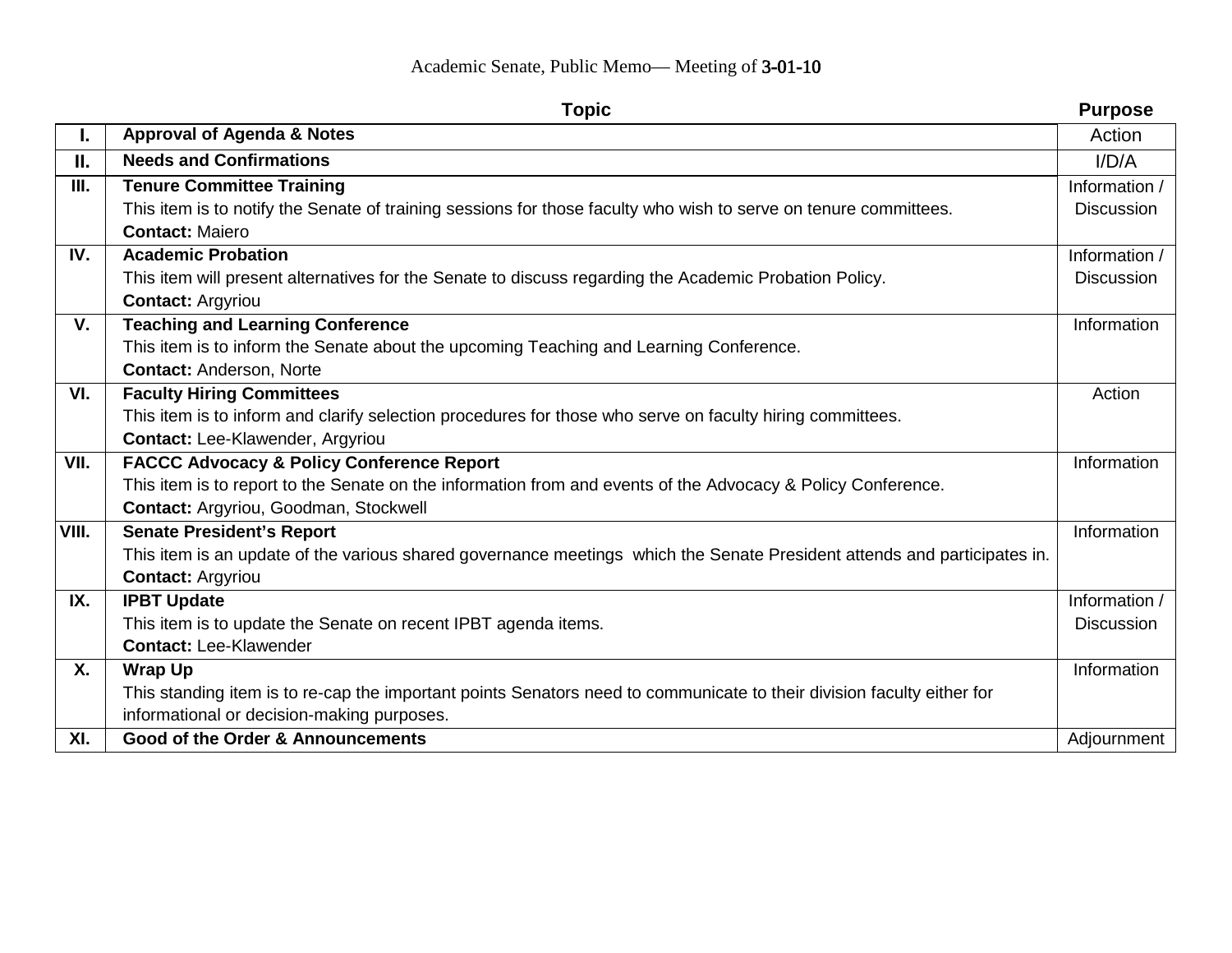Academic Senate, Public Memo— Meeting of 3-01-10

| | Topic | Purpose |
|---|---|---|
| I. | **Approval of Agenda & Notes** | Action |
| II. | **Needs and Confirmations** | I/D/A |
| III. | **Tenure Committee Training**<br>This item is to notify the Senate of training sessions for those faculty who wish to serve on tenure committees.<br>**Contact:** Maiero | Information / Discussion |
| IV. | **Academic Probation**<br>This item will present alternatives for the Senate to discuss regarding the Academic Probation Policy.<br>**Contact:** Argyriou | Information / Discussion |
| V. | **Teaching and Learning Conference**<br>This item is to inform the Senate about the upcoming Teaching and Learning Conference.<br>**Contact:** Anderson, Norte | Information |
| VI. | **Faculty Hiring Committees**<br>This item is to inform and clarify selection procedures for those who serve on faculty hiring committees.<br>**Contact:** Lee-Klawender, Argyriou | Action |
| VII. | **FACCC Advocacy & Policy Conference Report**<br>This item is to report to the Senate on the information from and events of the Advocacy & Policy Conference.<br>**Contact:** Argyriou, Goodman, Stockwell | Information |
| VIII. | **Senate President's Report**<br>This item is an update of the various shared governance meetings which the Senate President attends and participates in.<br>**Contact:** Argyriou | Information |
| IX. | **IPBT Update**<br>This item is to update the Senate on recent IPBT agenda items.<br>**Contact:** Lee-Klawender | Information / Discussion |
| X. | **Wrap Up**<br>This standing item is to re-cap the important points Senators need to communicate to their division faculty either for informational or decision-making purposes. | Information |
| XI. | **Good of the Order & Announcements** | Adjournment |